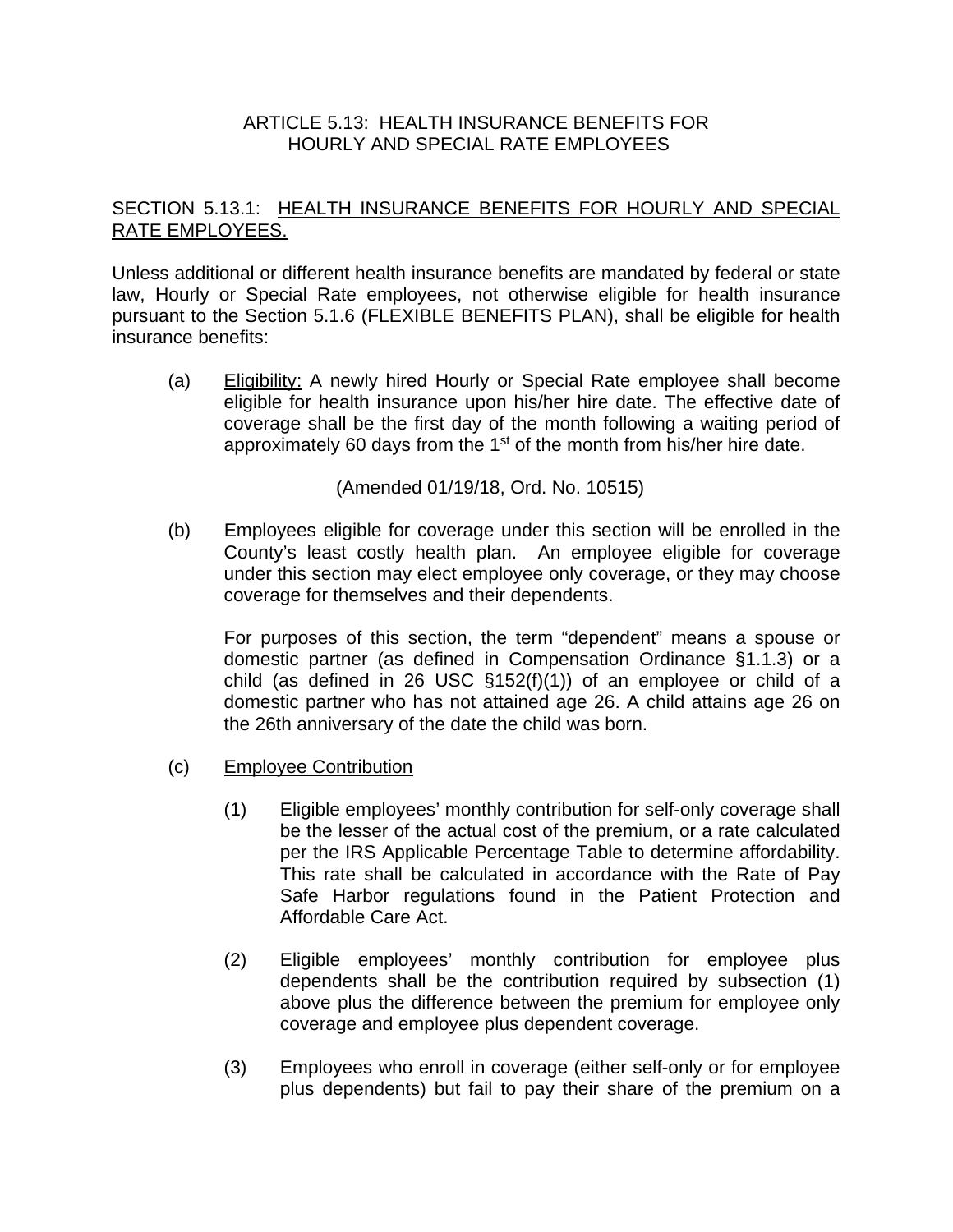# ARTICLE 5.13: HEALTH INSURANCE BENEFITS FOR HOURLY AND SPECIAL RATE EMPLOYEES

## SECTION 5.13.1: <u>HEALTH INSURANCE BENEFITS FOR HOURLY AND SPECIAL RATE EMPLOYEES.</u>

Unless additional or different health insurance benefits are mandated by federal or state law, Hourly or Special Rate employees, not otherwise eligible for health insurance pursuant to the Section 5.1.6 (FLEXIBLE BENEFITS PLAN), shall be eligible for health insurance benefits:

(a) <u>Eligibility:</u> A newly hired Hourly or Special Rate employee shall become eligible for health insurance upon his/her hire date. The effective date of coverage shall be the first day of the month following a waiting period of approximately 60 days from the 1st of the month from his/her hire date.

(Amended 01/19/18, Ord. No. 10515)

(b) Employees eligible for coverage under this section will be enrolled in the County's least costly health plan. An employee eligible for coverage under this section may elect employee only coverage, or they may choose coverage for themselves and their dependents.

For purposes of this section, the term "dependent" means a spouse or domestic partner (as defined in Compensation Ordinance §1.1.3) or a child (as defined in 26 USC §152(f)(1)) of an employee or child of a domestic partner who has not attained age 26. A child attains age 26 on the 26th anniversary of the date the child was born.

(c) <u>Employee Contribution</u>

(1) Eligible employees' monthly contribution for self-only coverage shall be the lesser of the actual cost of the premium, or a rate calculated per the IRS Applicable Percentage Table to determine affordability. This rate shall be calculated in accordance with the Rate of Pay Safe Harbor regulations found in the Patient Protection and Affordable Care Act.

(2) Eligible employees' monthly contribution for employee plus dependents shall be the contribution required by subsection (1) above plus the difference between the premium for employee only coverage and employee plus dependent coverage.

(3) Employees who enroll in coverage (either self-only or for employee plus dependents) but fail to pay their share of the premium on a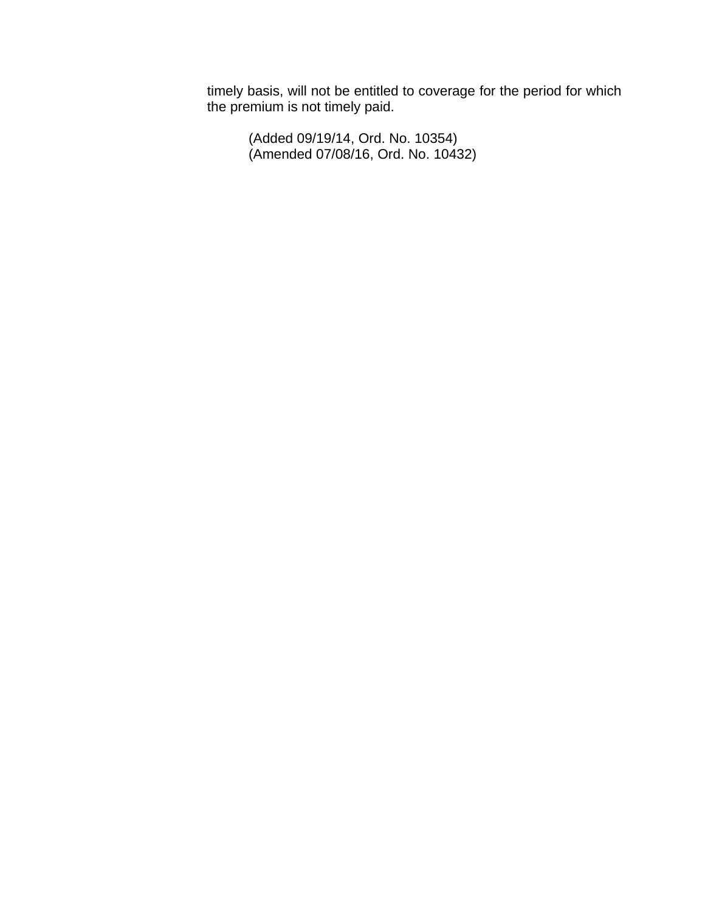timely basis, will not be entitled to coverage for the period for which the premium is not timely paid.

(Added 09/19/14, Ord. No. 10354)
(Amended 07/08/16, Ord. No. 10432)